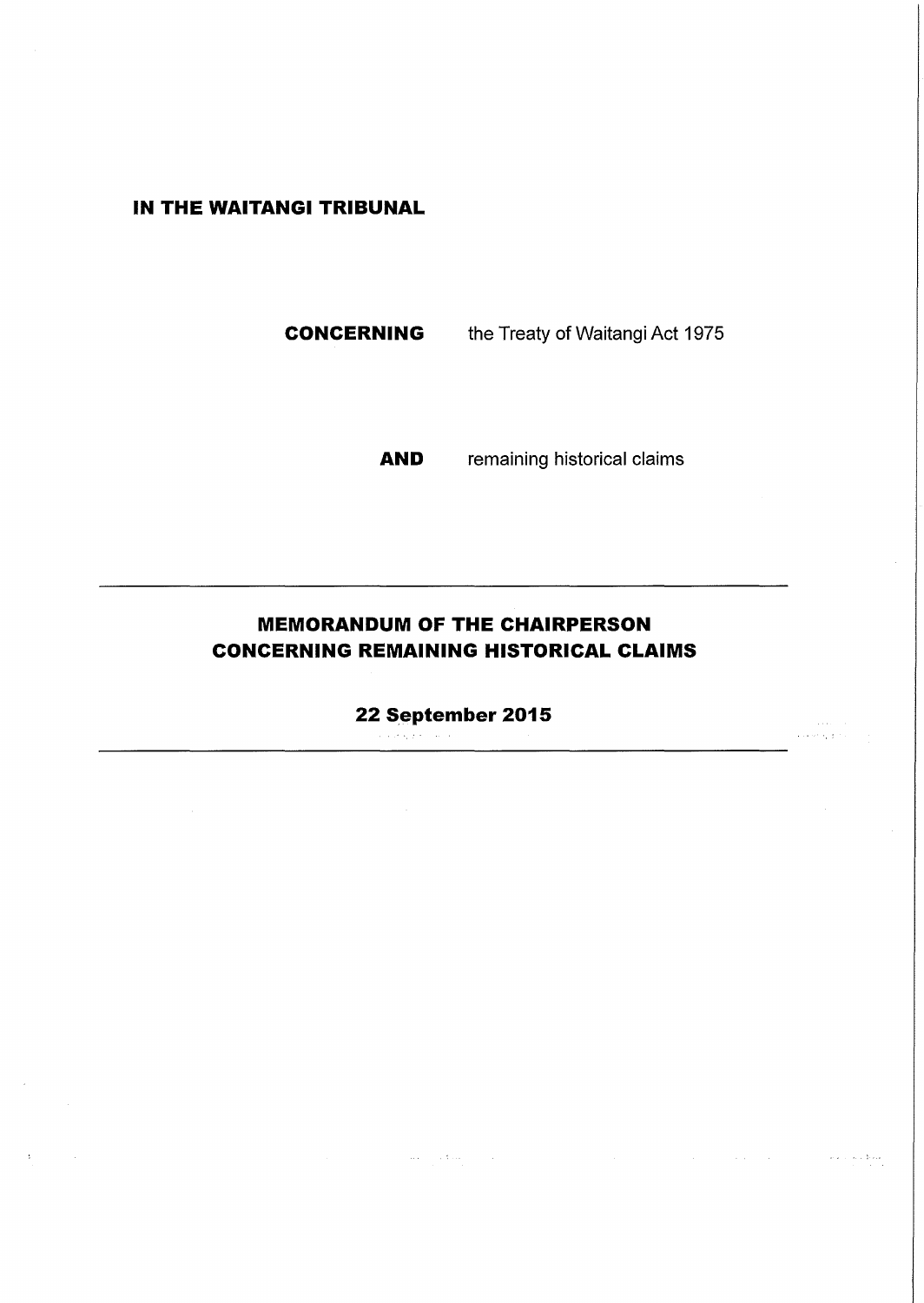**IN THE WAITANGI TRIBUNAL**

**CONCERNING** the Treaty of Waitangi Act 1975

**AND** remaining historical claims

---

# MEMORANDUM OF THE CHAIRPERSON CONCERNING REMAINING HISTORICAL CLAIMS

## 22 September 2015

---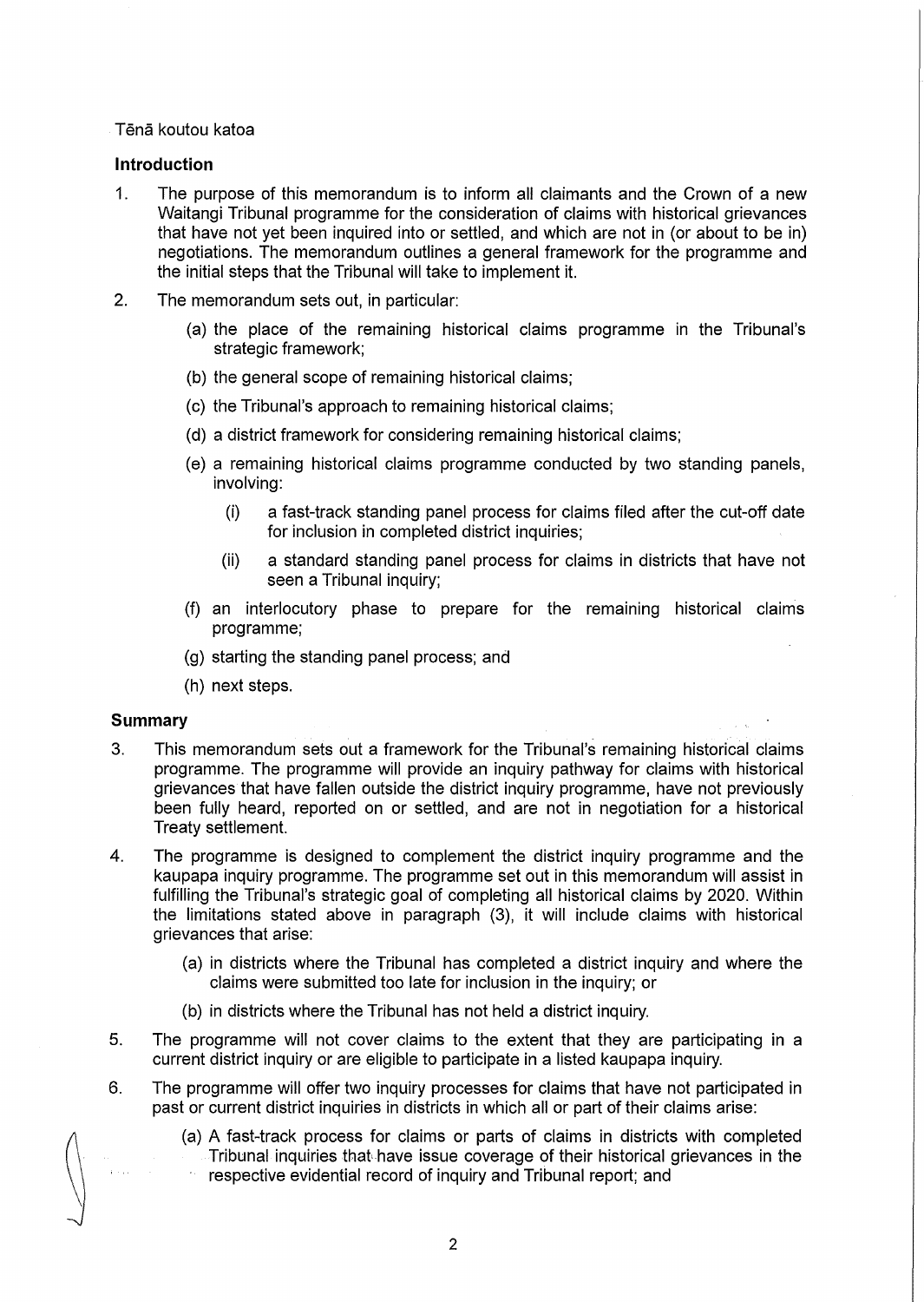Tēnā koutou katoa

## Introduction

1. The purpose of this memorandum is to inform all claimants and the Crown of a new Waitangi Tribunal programme for the consideration of claims with historical grievances that have not yet been inquired into or settled, and which are not in (or about to be in) negotiations. The memorandum outlines a general framework for the programme and the initial steps that the Tribunal will take to implement it.

2. The memorandum sets out, in particular:

   (a) the place of the remaining historical claims programme in the Tribunal's strategic framework;

   (b) the general scope of remaining historical claims;

   (c) the Tribunal's approach to remaining historical claims;

   (d) a district framework for considering remaining historical claims;

   (e) a remaining historical claims programme conducted by two standing panels, involving:

      (i) a fast-track standing panel process for claims filed after the cut-off date for inclusion in completed district inquiries;

      (ii) a standard standing panel process for claims in districts that have not seen a Tribunal inquiry;

   (f) an interlocutory phase to prepare for the remaining historical claims programme;

   (g) starting the standing panel process; and

   (h) next steps.

## Summary

3. This memorandum sets out a framework for the Tribunal's remaining historical claims programme. The programme will provide an inquiry pathway for claims with historical grievances that have fallen outside the district inquiry programme, have not previously been fully heard, reported on or settled, and are not in negotiation for a historical Treaty settlement.

4. The programme is designed to complement the district inquiry programme and the kaupapa inquiry programme. The programme set out in this memorandum will assist in fulfilling the Tribunal's strategic goal of completing all historical claims by 2020. Within the limitations stated above in paragraph (3), it will include claims with historical grievances that arise:

   (a) in districts where the Tribunal has completed a district inquiry and where the claims were submitted too late for inclusion in the inquiry; or

   (b) in districts where the Tribunal has not held a district inquiry.

5. The programme will not cover claims to the extent that they are participating in a current district inquiry or are eligible to participate in a listed kaupapa inquiry.

6. The programme will offer two inquiry processes for claims that have not participated in past or current district inquiries in districts in which all or part of their claims arise:

   (a) A fast-track process for claims or parts of claims in districts with completed Tribunal inquiries that have issue coverage of their historical grievances in the respective evidential record of inquiry and Tribunal report; and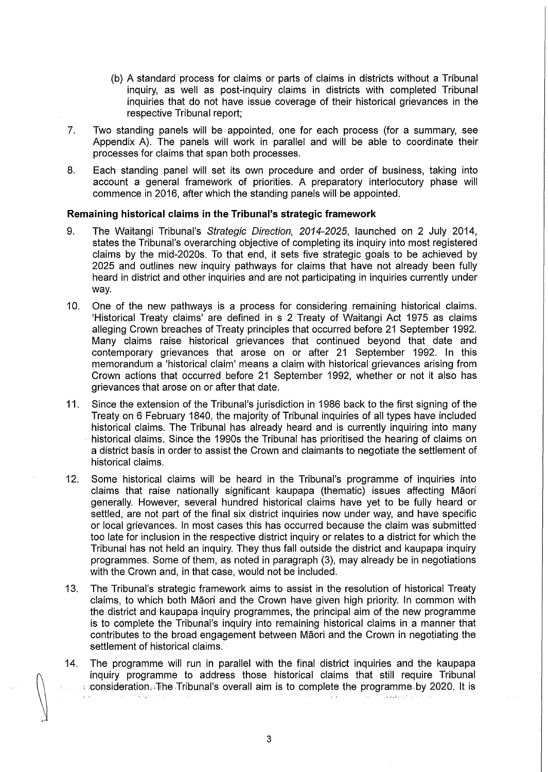(b) A standard process for claims or parts of claims in districts without a Tribunal inquiry, as well as post-inquiry claims in districts with completed Tribunal inquiries that do not have issue coverage of their historical grievances in the respective Tribunal report;

7. Two standing panels will be appointed, one for each process (for a summary, see Appendix A). The panels will work in parallel and will be able to coordinate their processes for claims that span both processes.

8. Each standing panel will set its own procedure and order of business, taking into account a general framework of priorities. A preparatory interlocutory phase will commence in 2016, after which the standing panels will be appointed.

**Remaining historical claims in the Tribunal's strategic framework**

9. The Waitangi Tribunal's *Strategic Direction, 2014-2025*, launched on 2 July 2014, states the Tribunal's overarching objective of completing its inquiry into most registered claims by the mid-2020s. To that end, it sets five strategic goals to be achieved by 2025 and outlines new inquiry pathways for claims that have not already been fully heard in district and other inquiries and are not participating in inquiries currently under way.

10. One of the new pathways is a process for considering remaining historical claims. 'Historical Treaty claims' are defined in s 2 Treaty of Waitangi Act 1975 as claims alleging Crown breaches of Treaty principles that occurred before 21 September 1992. Many claims raise historical grievances that continued beyond that date and contemporary grievances that arose on or after 21 September 1992. In this memorandum a 'historical claim' means a claim with historical grievances arising from Crown actions that occurred before 21 September 1992, whether or not it also has grievances that arose on or after that date.

11. Since the extension of the Tribunal's jurisdiction in 1986 back to the first signing of the Treaty on 6 February 1840, the majority of Tribunal inquiries of all types have included historical claims. The Tribunal has already heard and is currently inquiring into many historical claims. Since the 1990s the Tribunal has prioritised the hearing of claims on a district basis in order to assist the Crown and claimants to negotiate the settlement of historical claims.

12. Some historical claims will be heard in the Tribunal's programme of inquiries into claims that raise nationally significant kaupapa (thematic) issues affecting Māori generally. However, several hundred historical claims have yet to be fully heard or settled, are not part of the final six district inquiries now under way, and have specific or local grievances. In most cases this has occurred because the claim was submitted too late for inclusion in the respective district inquiry or relates to a district for which the Tribunal has not held an inquiry. They thus fall outside the district and kaupapa inquiry programmes. Some of them, as noted in paragraph (3), may already be in negotiations with the Crown and, in that case, would not be included.

13. The Tribunal's strategic framework aims to assist in the resolution of historical Treaty claims, to which both Māori and the Crown have given high priority. In common with the district and kaupapa inquiry programmes, the principal aim of the new programme is to complete the Tribunal's inquiry into remaining historical claims in a manner that contributes to the broad engagement between Māori and the Crown in negotiating the settlement of historical claims.

14. The programme will run in parallel with the final district inquiries and the kaupapa inquiry programme to address those historical claims that still require Tribunal consideration. The Tribunal's overall aim is to complete the programme by 2020. It is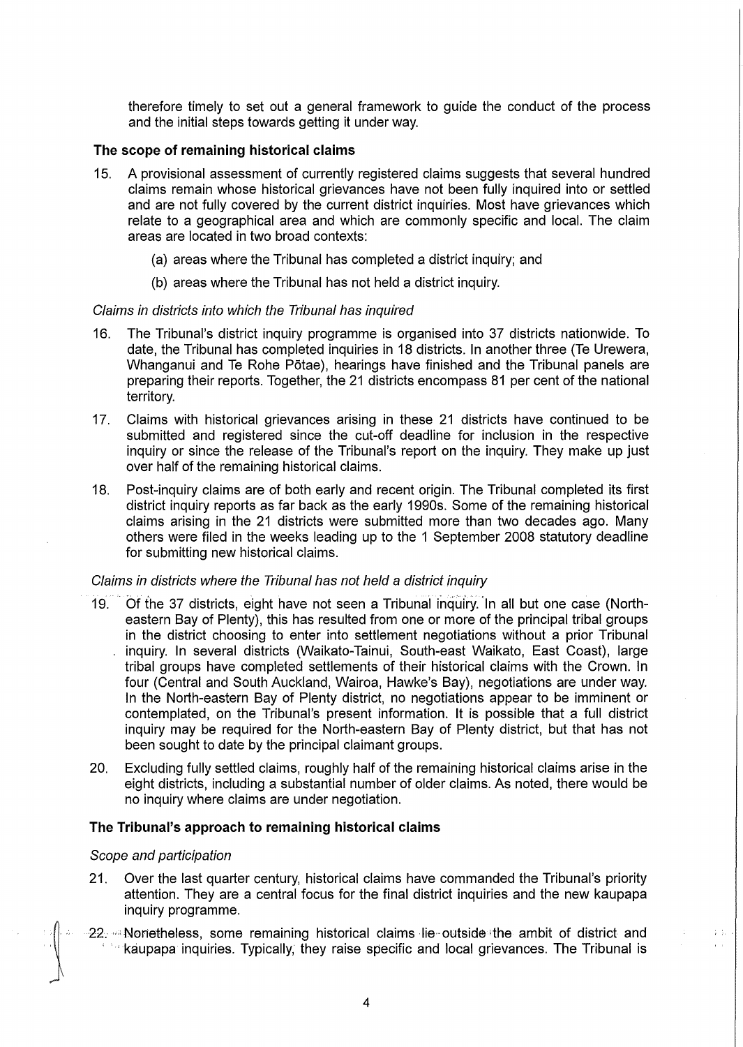therefore timely to set out a general framework to guide the conduct of the process and the initial steps towards getting it under way.

### The scope of remaining historical claims

15. A provisional assessment of currently registered claims suggests that several hundred claims remain whose historical grievances have not been fully inquired into or settled and are not fully covered by the current district inquiries. Most have grievances which relate to a geographical area and which are commonly specific and local. The claim areas are located in two broad contexts:

    (a) areas where the Tribunal has completed a district inquiry; and

    (b) areas where the Tribunal has not held a district inquiry.

*Claims in districts into which the Tribunal has inquired*

16. The Tribunal's district inquiry programme is organised into 37 districts nationwide. To date, the Tribunal has completed inquiries in 18 districts. In another three (Te Urewera, Whanganui and Te Rohe Pōtae), hearings have finished and the Tribunal panels are preparing their reports. Together, the 21 districts encompass 81 per cent of the national territory.

17. Claims with historical grievances arising in these 21 districts have continued to be submitted and registered since the cut-off deadline for inclusion in the respective inquiry or since the release of the Tribunal's report on the inquiry. They make up just over half of the remaining historical claims.

18. Post-inquiry claims are of both early and recent origin. The Tribunal completed its first district inquiry reports as far back as the early 1990s. Some of the remaining historical claims arising in the 21 districts were submitted more than two decades ago. Many others were filed in the weeks leading up to the 1 September 2008 statutory deadline for submitting new historical claims.

*Claims in districts where the Tribunal has not held a district inquiry*

19. Of the 37 districts, eight have not seen a Tribunal inquiry. In all but one case (North-eastern Bay of Plenty), this has resulted from one or more of the principal tribal groups in the district choosing to enter into settlement negotiations without a prior Tribunal inquiry. In several districts (Waikato-Tainui, South-east Waikato, East Coast), large tribal groups have completed settlements of their historical claims with the Crown. In four (Central and South Auckland, Wairoa, Hawke's Bay), negotiations are under way. In the North-eastern Bay of Plenty district, no negotiations appear to be imminent or contemplated, on the Tribunal's present information. It is possible that a full district inquiry may be required for the North-eastern Bay of Plenty district, but that has not been sought to date by the principal claimant groups.

20. Excluding fully settled claims, roughly half of the remaining historical claims arise in the eight districts, including a substantial number of older claims. As noted, there would be no inquiry where claims are under negotiation.

### The Tribunal's approach to remaining historical claims

*Scope and participation*

21. Over the last quarter century, historical claims have commanded the Tribunal's priority attention. They are a central focus for the final district inquiries and the new kaupapa inquiry programme.

22. Nonetheless, some remaining historical claims lie outside the ambit of district and kaupapa inquiries. Typically, they raise specific and local grievances. The Tribunal is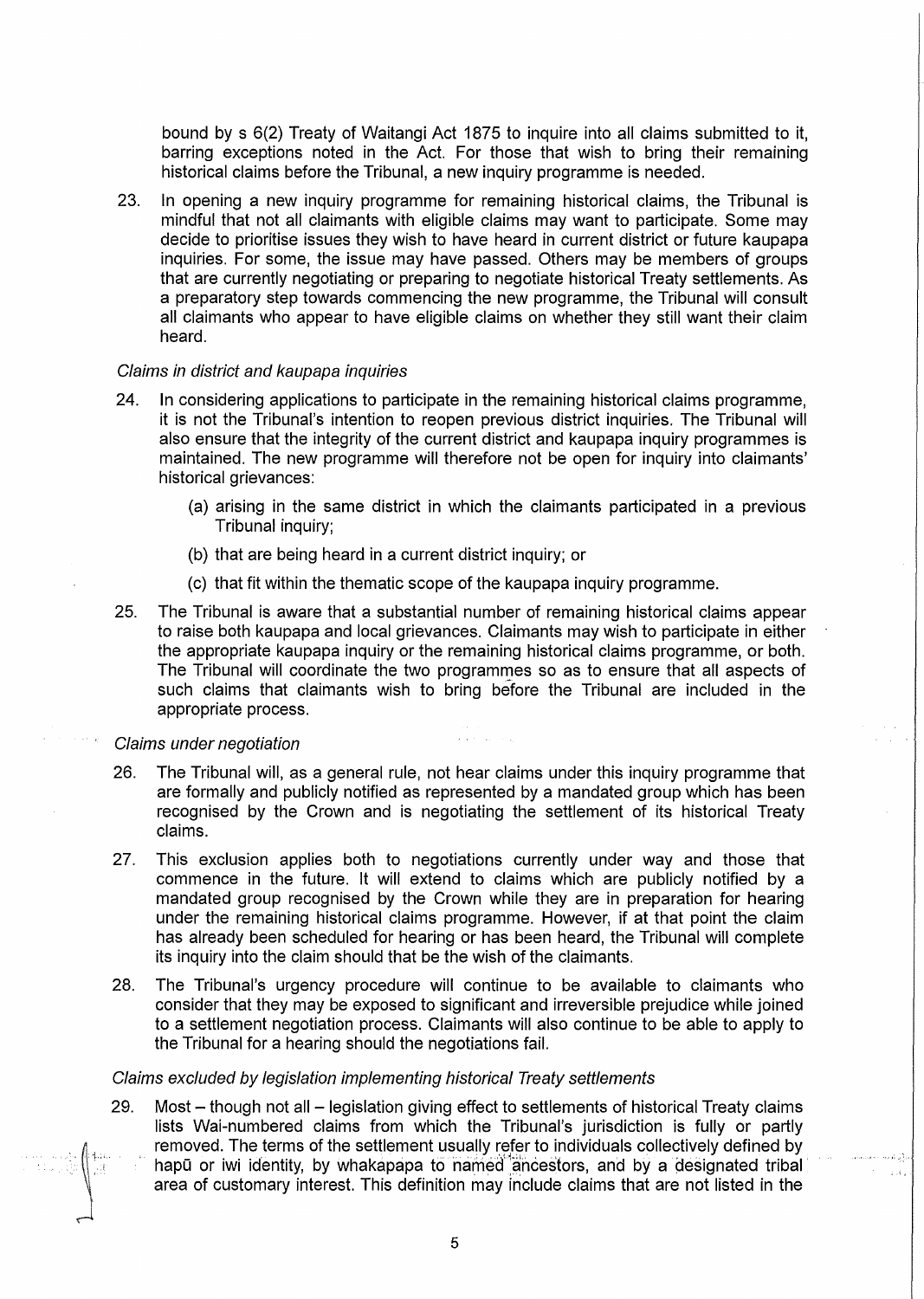bound by s 6(2) Treaty of Waitangi Act 1875 to inquire into all claims submitted to it, barring exceptions noted in the Act. For those that wish to bring their remaining historical claims before the Tribunal, a new inquiry programme is needed.

23. In opening a new inquiry programme for remaining historical claims, the Tribunal is mindful that not all claimants with eligible claims may want to participate. Some may decide to prioritise issues they wish to have heard in current district or future kaupapa inquiries. For some, the issue may have passed. Others may be members of groups that are currently negotiating or preparing to negotiate historical Treaty settlements. As a preparatory step towards commencing the new programme, the Tribunal will consult all claimants who appear to have eligible claims on whether they still want their claim heard.

*Claims in district and kaupapa inquiries*

24. In considering applications to participate in the remaining historical claims programme, it is not the Tribunal's intention to reopen previous district inquiries. The Tribunal will also ensure that the integrity of the current district and kaupapa inquiry programmes is maintained. The new programme will therefore not be open for inquiry into claimants' historical grievances:

    (a) arising in the same district in which the claimants participated in a previous Tribunal inquiry;

    (b) that are being heard in a current district inquiry; or

    (c) that fit within the thematic scope of the kaupapa inquiry programme.

25. The Tribunal is aware that a substantial number of remaining historical claims appear to raise both kaupapa and local grievances. Claimants may wish to participate in either the appropriate kaupapa inquiry or the remaining historical claims programme, or both. The Tribunal will coordinate the two programmes so as to ensure that all aspects of such claims that claimants wish to bring before the Tribunal are included in the appropriate process.

*Claims under negotiation*

26. The Tribunal will, as a general rule, not hear claims under this inquiry programme that are formally and publicly notified as represented by a mandated group which has been recognised by the Crown and is negotiating the settlement of its historical Treaty claims.

27. This exclusion applies both to negotiations currently under way and those that commence in the future. It will extend to claims which are publicly notified by a mandated group recognised by the Crown while they are in preparation for hearing under the remaining historical claims programme. However, if at that point the claim has already been scheduled for hearing or has been heard, the Tribunal will complete its inquiry into the claim should that be the wish of the claimants.

28. The Tribunal's urgency procedure will continue to be available to claimants who consider that they may be exposed to significant and irreversible prejudice while joined to a settlement negotiation process. Claimants will also continue to be able to apply to the Tribunal for a hearing should the negotiations fail.

*Claims excluded by legislation implementing historical Treaty settlements*

29. Most – though not all – legislation giving effect to settlements of historical Treaty claims lists Wai-numbered claims from which the Tribunal's jurisdiction is fully or partly removed. The terms of the settlement usually refer to individuals collectively defined by hapū or iwi identity, by whakapapa to named ancestors, and by a designated tribal area of customary interest. This definition may include claims that are not listed in the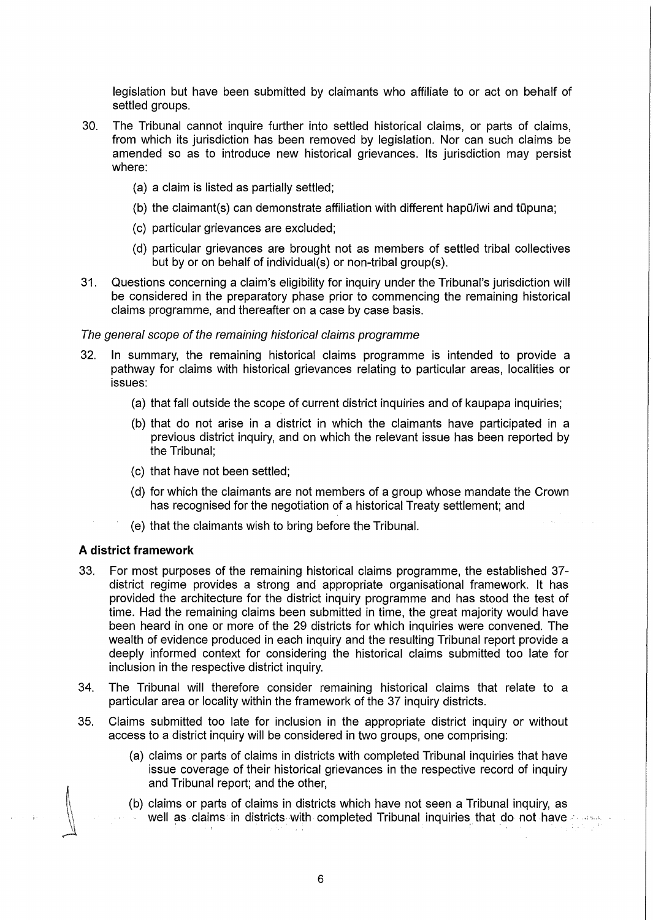legislation but have been submitted by claimants who affiliate to or act on behalf of settled groups.

30. The Tribunal cannot inquire further into settled historical claims, or parts of claims, from which its jurisdiction has been removed by legislation. Nor can such claims be amended so as to introduce new historical grievances. Its jurisdiction may persist where:

    (a) a claim is listed as partially settled;

    (b) the claimant(s) can demonstrate affiliation with different hapū/iwi and tūpuna;

    (c) particular grievances are excluded;

    (d) particular grievances are brought not as members of settled tribal collectives but by or on behalf of individual(s) or non-tribal group(s).

31. Questions concerning a claim's eligibility for inquiry under the Tribunal's jurisdiction will be considered in the preparatory phase prior to commencing the remaining historical claims programme, and thereafter on a case by case basis.

*The general scope of the remaining historical claims programme*

32. In summary, the remaining historical claims programme is intended to provide a pathway for claims with historical grievances relating to particular areas, localities or issues:

    (a) that fall outside the scope of current district inquiries and of kaupapa inquiries;

    (b) that do not arise in a district in which the claimants have participated in a previous district inquiry, and on which the relevant issue has been reported by the Tribunal;

    (c) that have not been settled;

    (d) for which the claimants are not members of a group whose mandate the Crown has recognised for the negotiation of a historical Treaty settlement; and

    (e) that the claimants wish to bring before the Tribunal.

**A district framework**

33. For most purposes of the remaining historical claims programme, the established 37-district regime provides a strong and appropriate organisational framework. It has provided the architecture for the district inquiry programme and has stood the test of time. Had the remaining claims been submitted in time, the great majority would have been heard in one or more of the 29 districts for which inquiries were convened. The wealth of evidence produced in each inquiry and the resulting Tribunal report provide a deeply informed context for considering the historical claims submitted too late for inclusion in the respective district inquiry.

34. The Tribunal will therefore consider remaining historical claims that relate to a particular area or locality within the framework of the 37 inquiry districts.

35. Claims submitted too late for inclusion in the appropriate district inquiry or without access to a district inquiry will be considered in two groups, one comprising:

    (a) claims or parts of claims in districts with completed Tribunal inquiries that have issue coverage of their historical grievances in the respective record of inquiry and Tribunal report; and the other,

    (b) claims or parts of claims in districts which have not seen a Tribunal inquiry, as well as claims in districts with completed Tribunal inquiries that do not have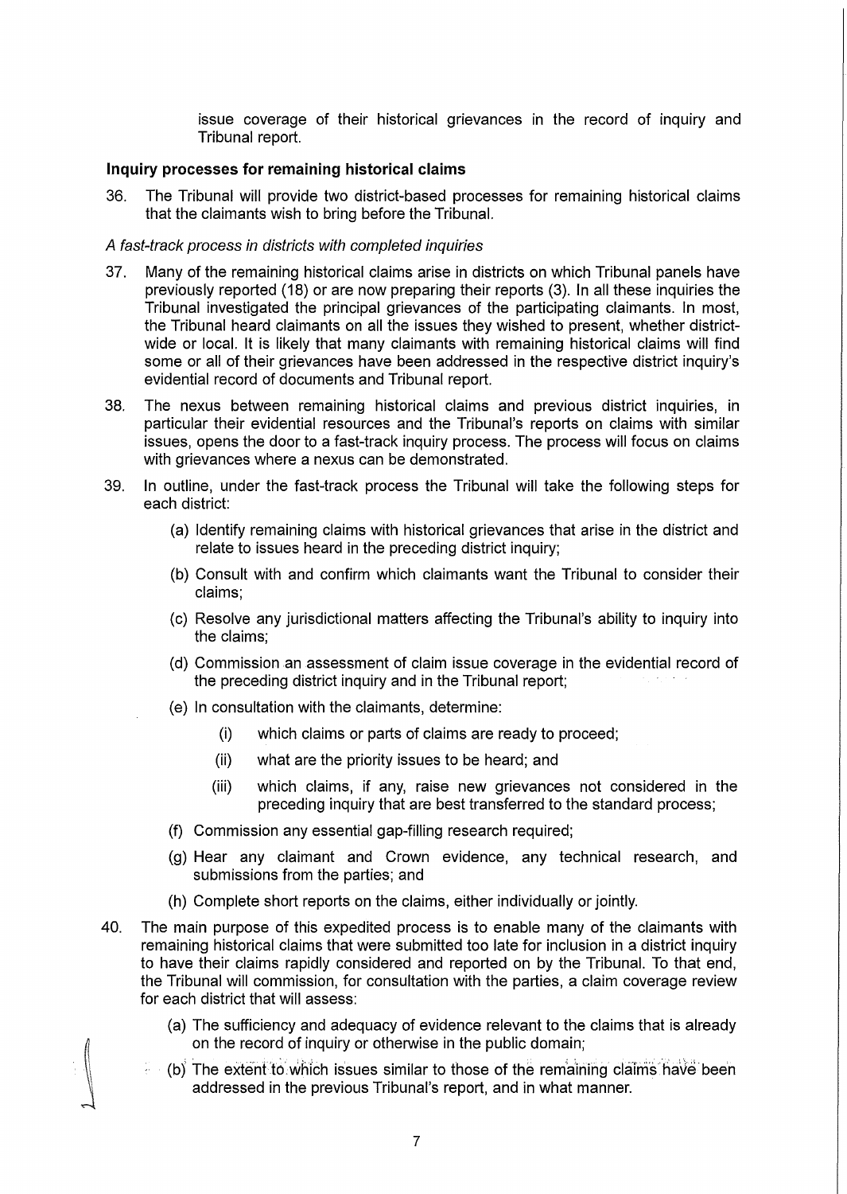issue coverage of their historical grievances in the record of inquiry and Tribunal report.

**Inquiry processes for remaining historical claims**

36. The Tribunal will provide two district-based processes for remaining historical claims that the claimants wish to bring before the Tribunal.

*A fast-track process in districts with completed inquiries*

37. Many of the remaining historical claims arise in districts on which Tribunal panels have previously reported (18) or are now preparing their reports (3). In all these inquiries the Tribunal investigated the principal grievances of the participating claimants. In most, the Tribunal heard claimants on all the issues they wished to present, whether district-wide or local. It is likely that many claimants with remaining historical claims will find some or all of their grievances have been addressed in the respective district inquiry's evidential record of documents and Tribunal report.

38. The nexus between remaining historical claims and previous district inquiries, in particular their evidential resources and the Tribunal's reports on claims with similar issues, opens the door to a fast-track inquiry process. The process will focus on claims with grievances where a nexus can be demonstrated.

39. In outline, under the fast-track process the Tribunal will take the following steps for each district:

    (a) Identify remaining claims with historical grievances that arise in the district and relate to issues heard in the preceding district inquiry;

    (b) Consult with and confirm which claimants want the Tribunal to consider their claims;

    (c) Resolve any jurisdictional matters affecting the Tribunal's ability to inquiry into the claims;

    (d) Commission an assessment of claim issue coverage in the evidential record of the preceding district inquiry and in the Tribunal report;

    (e) In consultation with the claimants, determine:

        (i) which claims or parts of claims are ready to proceed;

        (ii) what are the priority issues to be heard; and

        (iii) which claims, if any, raise new grievances not considered in the preceding inquiry that are best transferred to the standard process;

    (f) Commission any essential gap-filling research required;

    (g) Hear any claimant and Crown evidence, any technical research, and submissions from the parties; and

    (h) Complete short reports on the claims, either individually or jointly.

40. The main purpose of this expedited process is to enable many of the claimants with remaining historical claims that were submitted too late for inclusion in a district inquiry to have their claims rapidly considered and reported on by the Tribunal. To that end, the Tribunal will commission, for consultation with the parties, a claim coverage review for each district that will assess:

    (a) The sufficiency and adequacy of evidence relevant to the claims that is already on the record of inquiry or otherwise in the public domain;

    (b) The extent to which issues similar to those of the remaining claims have been addressed in the previous Tribunal's report, and in what manner.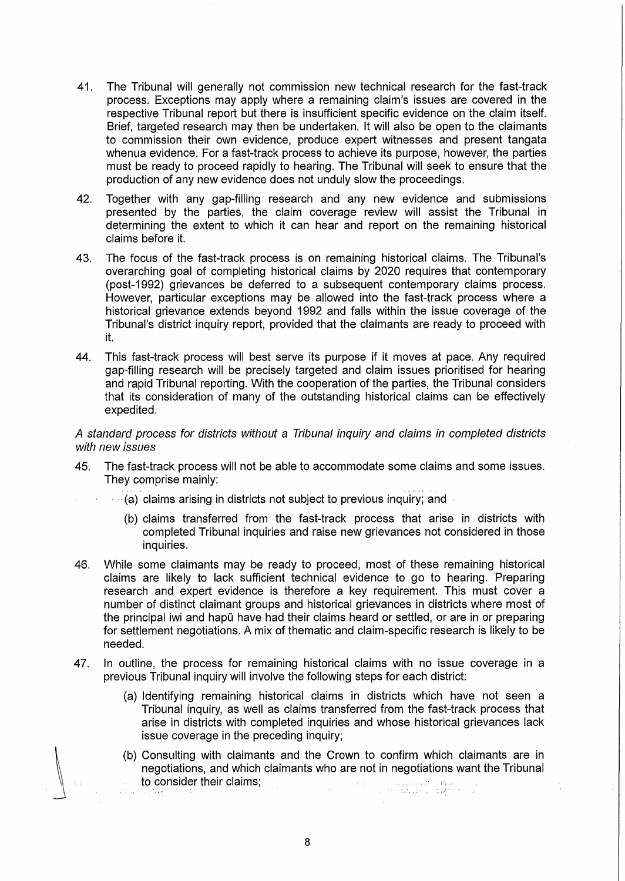41. The Tribunal will generally not commission new technical research for the fast-track process. Exceptions may apply where a remaining claim's issues are covered in the respective Tribunal report but there is insufficient specific evidence on the claim itself. Brief, targeted research may then be undertaken. It will also be open to the claimants to commission their own evidence, produce expert witnesses and present tangata whenua evidence. For a fast-track process to achieve its purpose, however, the parties must be ready to proceed rapidly to hearing. The Tribunal will seek to ensure that the production of any new evidence does not unduly slow the proceedings.

42. Together with any gap-filling research and any new evidence and submissions presented by the parties, the claim coverage review will assist the Tribunal in determining the extent to which it can hear and report on the remaining historical claims before it.

43. The focus of the fast-track process is on remaining historical claims. The Tribunal's overarching goal of completing historical claims by 2020 requires that contemporary (post-1992) grievances be deferred to a subsequent contemporary claims process. However, particular exceptions may be allowed into the fast-track process where a historical grievance extends beyond 1992 and falls within the issue coverage of the Tribunal's district inquiry report, provided that the claimants are ready to proceed with it.

44. This fast-track process will best serve its purpose if it moves at pace. Any required gap-filling research will be precisely targeted and claim issues prioritised for hearing and rapid Tribunal reporting. With the cooperation of the parties, the Tribunal considers that its consideration of many of the outstanding historical claims can be effectively expedited.

*A standard process for districts without a Tribunal inquiry and claims in completed districts with new issues*

45. The fast-track process will not be able to accommodate some claims and some issues. They comprise mainly:

    (a) claims arising in districts not subject to previous inquiry; and

    (b) claims transferred from the fast-track process that arise in districts with completed Tribunal inquiries and raise new grievances not considered in those inquiries.

46. While some claimants may be ready to proceed, most of these remaining historical claims are likely to lack sufficient technical evidence to go to hearing. Preparing research and expert evidence is therefore a key requirement. This must cover a number of distinct claimant groups and historical grievances in districts where most of the principal iwi and hapū have had their claims heard or settled, or are in or preparing for settlement negotiations. A mix of thematic and claim-specific research is likely to be needed.

47. In outline, the process for remaining historical claims with no issue coverage in a previous Tribunal inquiry will involve the following steps for each district:

    (a) Identifying remaining historical claims in districts which have not seen a Tribunal inquiry, as well as claims transferred from the fast-track process that arise in districts with completed inquiries and whose historical grievances lack issue coverage in the preceding inquiry;

    (b) Consulting with claimants and the Crown to confirm which claimants are in negotiations, and which claimants who are not in negotiations want the Tribunal to consider their claims;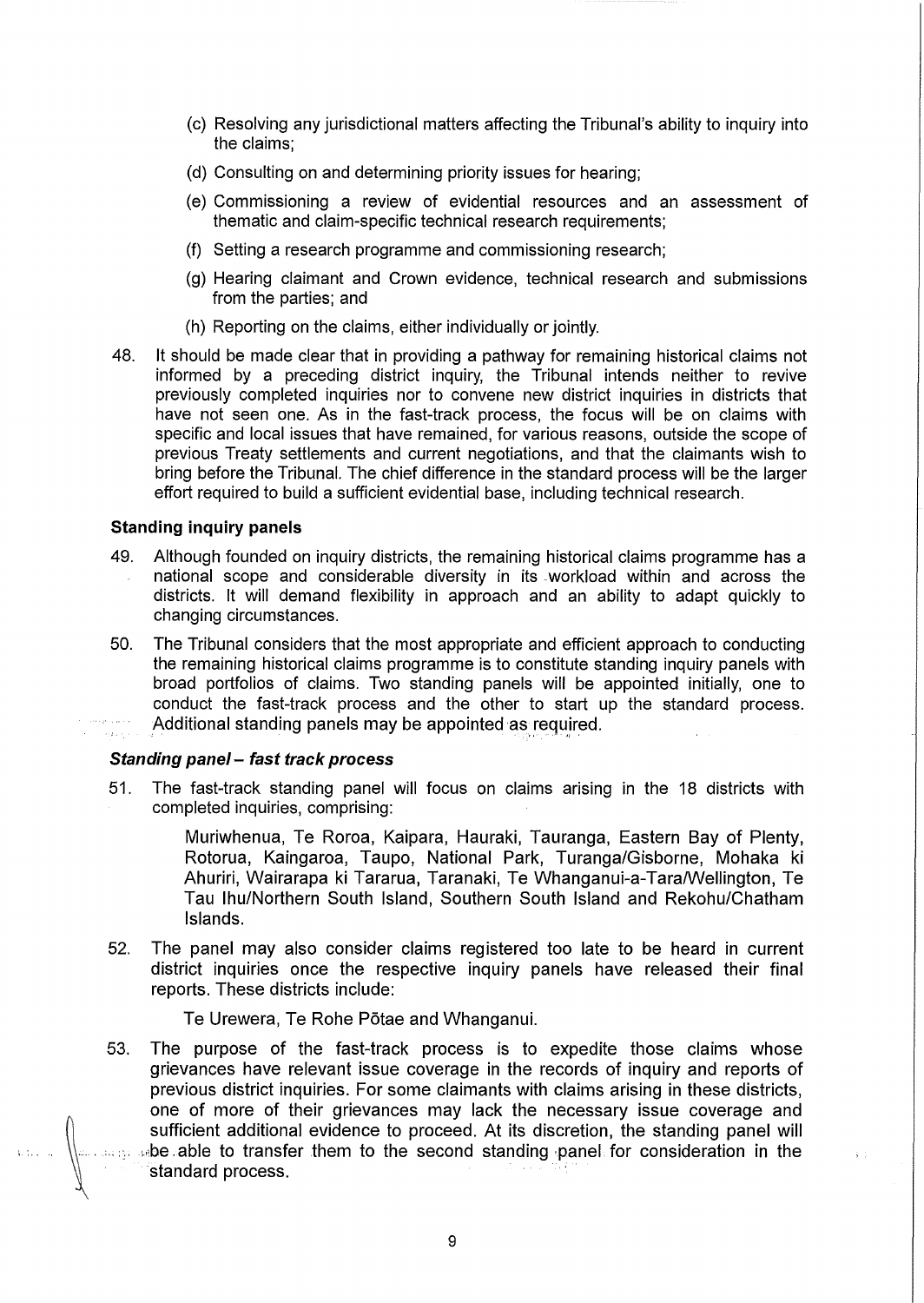(c) Resolving any jurisdictional matters affecting the Tribunal's ability to inquiry into the claims;

(d) Consulting on and determining priority issues for hearing;

(e) Commissioning a review of evidential resources and an assessment of thematic and claim-specific technical research requirements;

(f) Setting a research programme and commissioning research;

(g) Hearing claimant and Crown evidence, technical research and submissions from the parties; and

(h) Reporting on the claims, either individually or jointly.

48. It should be made clear that in providing a pathway for remaining historical claims not informed by a preceding district inquiry, the Tribunal intends neither to revive previously completed inquiries nor to convene new district inquiries in districts that have not seen one. As in the fast-track process, the focus will be on claims with specific and local issues that have remained, for various reasons, outside the scope of previous Treaty settlements and current negotiations, and that the claimants wish to bring before the Tribunal. The chief difference in the standard process will be the larger effort required to build a sufficient evidential base, including technical research.

**Standing inquiry panels**

49. Although founded on inquiry districts, the remaining historical claims programme has a national scope and considerable diversity in its workload within and across the districts. It will demand flexibility in approach and an ability to adapt quickly to changing circumstances.

50. The Tribunal considers that the most appropriate and efficient approach to conducting the remaining historical claims programme is to constitute standing inquiry panels with broad portfolios of claims. Two standing panels will be appointed initially, one to conduct the fast-track process and the other to start up the standard process. Additional standing panels may be appointed as required.

***Standing panel – fast track process***

51. The fast-track standing panel will focus on claims arising in the 18 districts with completed inquiries, comprising:

    Muriwhenua, Te Roroa, Kaipara, Hauraki, Tauranga, Eastern Bay of Plenty, Rotorua, Kaingaroa, Taupo, National Park, Turanga/Gisborne, Mohaka ki Ahuriri, Wairarapa ki Tararua, Taranaki, Te Whanganui-a-Tara/Wellington, Te Tau Ihu/Northern South Island, Southern South Island and Rekohu/Chatham Islands.

52. The panel may also consider claims registered too late to be heard in current district inquiries once the respective inquiry panels have released their final reports. These districts include:

    Te Urewera, Te Rohe Pōtae and Whanganui.

53. The purpose of the fast-track process is to expedite those claims whose grievances have relevant issue coverage in the records of inquiry and reports of previous district inquiries. For some claimants with claims arising in these districts, one of more of their grievances may lack the necessary issue coverage and sufficient additional evidence to proceed. At its discretion, the standing panel will be able to transfer them to the second standing panel for consideration in the standard process.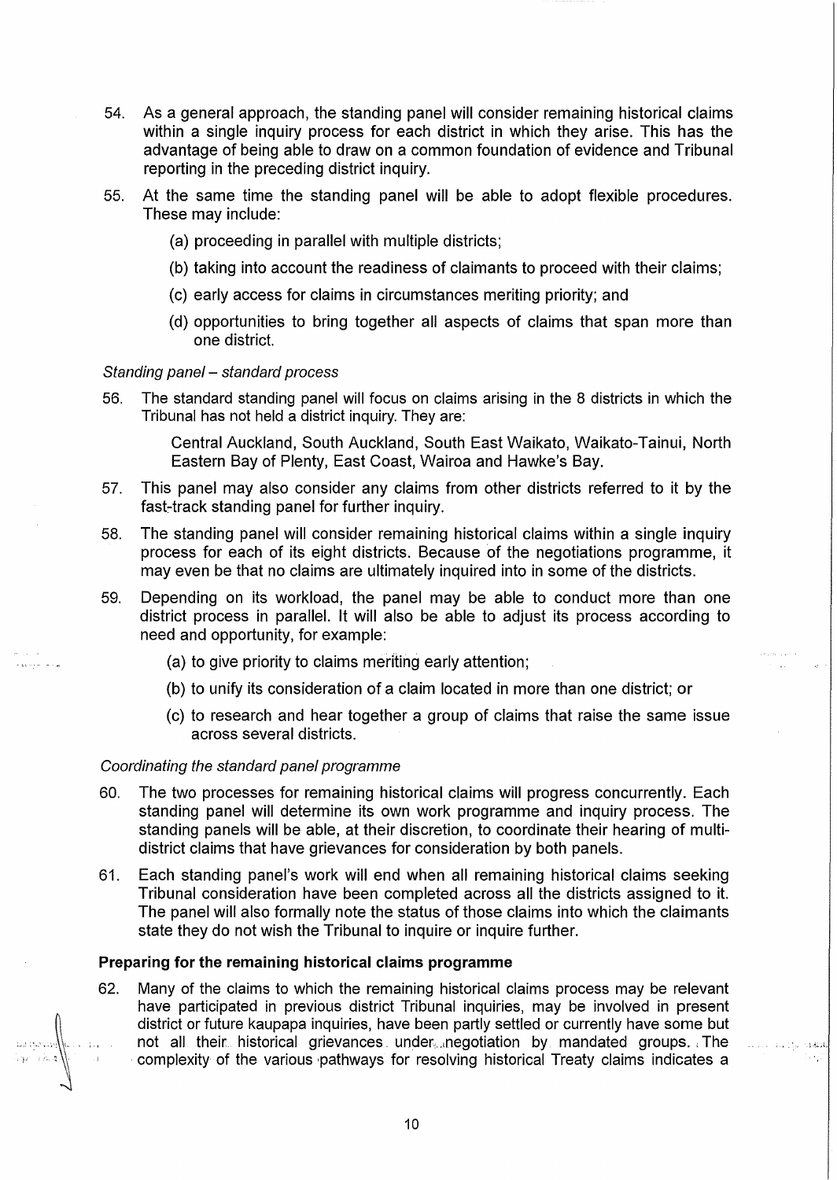54. As a general approach, the standing panel will consider remaining historical claims within a single inquiry process for each district in which they arise. This has the advantage of being able to draw on a common foundation of evidence and Tribunal reporting in the preceding district inquiry.

55. At the same time the standing panel will be able to adopt flexible procedures. These may include:

    (a) proceeding in parallel with multiple districts;

    (b) taking into account the readiness of claimants to proceed with their claims;

    (c) early access for claims in circumstances meriting priority; and

    (d) opportunities to bring together all aspects of claims that span more than one district.

*Standing panel – standard process*

56. The standard standing panel will focus on claims arising in the 8 districts in which the Tribunal has not held a district inquiry. They are:

    Central Auckland, South Auckland, South East Waikato, Waikato-Tainui, North Eastern Bay of Plenty, East Coast, Wairoa and Hawke's Bay.

57. This panel may also consider any claims from other districts referred to it by the fast-track standing panel for further inquiry.

58. The standing panel will consider remaining historical claims within a single inquiry process for each of its eight districts. Because of the negotiations programme, it may even be that no claims are ultimately inquired into in some of the districts.

59. Depending on its workload, the panel may be able to conduct more than one district process in parallel. It will also be able to adjust its process according to need and opportunity, for example:

    (a) to give priority to claims meriting early attention;

    (b) to unify its consideration of a claim located in more than one district; or

    (c) to research and hear together a group of claims that raise the same issue across several districts.

*Coordinating the standard panel programme*

60. The two processes for remaining historical claims will progress concurrently. Each standing panel will determine its own work programme and inquiry process. The standing panels will be able, at their discretion, to coordinate their hearing of multi-district claims that have grievances for consideration by both panels.

61. Each standing panel's work will end when all remaining historical claims seeking Tribunal consideration have been completed across all the districts assigned to it. The panel will also formally note the status of those claims into which the claimants state they do not wish the Tribunal to inquire or inquire further.

**Preparing for the remaining historical claims programme**

62. Many of the claims to which the remaining historical claims process may be relevant have participated in previous district Tribunal inquiries, may be involved in present district or future kaupapa inquiries, have been partly settled or currently have some but not all their historical grievances under negotiation by mandated groups. The complexity of the various pathways for resolving historical Treaty claims indicates a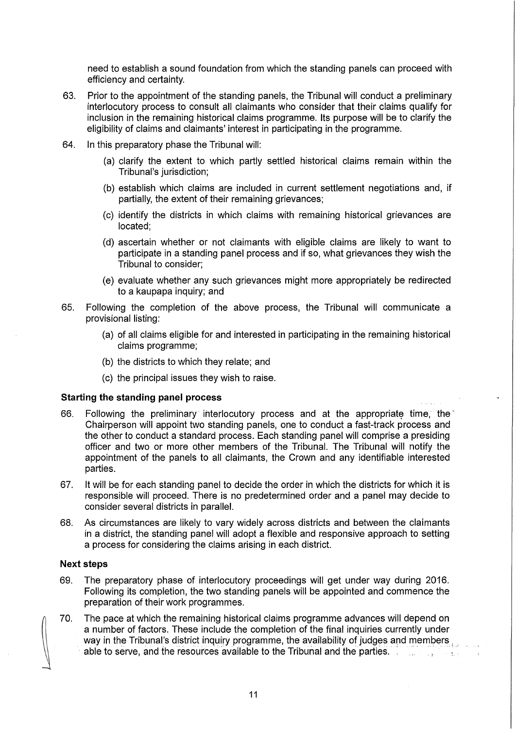need to establish a sound foundation from which the standing panels can proceed with efficiency and certainty.

63. Prior to the appointment of the standing panels, the Tribunal will conduct a preliminary interlocutory process to consult all claimants who consider that their claims qualify for inclusion in the remaining historical claims programme. Its purpose will be to clarify the eligibility of claims and claimants' interest in participating in the programme.

64. In this preparatory phase the Tribunal will:

    (a) clarify the extent to which partly settled historical claims remain within the Tribunal's jurisdiction;

    (b) establish which claims are included in current settlement negotiations and, if partially, the extent of their remaining grievances;

    (c) identify the districts in which claims with remaining historical grievances are located;

    (d) ascertain whether or not claimants with eligible claims are likely to want to participate in a standing panel process and if so, what grievances they wish the Tribunal to consider;

    (e) evaluate whether any such grievances might more appropriately be redirected to a kaupapa inquiry; and

65. Following the completion of the above process, the Tribunal will communicate a provisional listing:

    (a) of all claims eligible for and interested in participating in the remaining historical claims programme;

    (b) the districts to which they relate; and

    (c) the principal issues they wish to raise.

### Starting the standing panel process

66. Following the preliminary interlocutory process and at the appropriate time, the Chairperson will appoint two standing panels, one to conduct a fast-track process and the other to conduct a standard process. Each standing panel will comprise a presiding officer and two or more other members of the Tribunal. The Tribunal will notify the appointment of the panels to all claimants, the Crown and any identifiable interested parties.

67. It will be for each standing panel to decide the order in which the districts for which it is responsible will proceed. There is no predetermined order and a panel may decide to consider several districts in parallel.

68. As circumstances are likely to vary widely across districts and between the claimants in a district, the standing panel will adopt a flexible and responsive approach to setting a process for considering the claims arising in each district.

### Next steps

69. The preparatory phase of interlocutory proceedings will get under way during 2016. Following its completion, the two standing panels will be appointed and commence the preparation of their work programmes.

70. The pace at which the remaining historical claims programme advances will depend on a number of factors. These include the completion of the final inquiries currently under way in the Tribunal's district inquiry programme, the availability of judges and members able to serve, and the resources available to the Tribunal and the parties.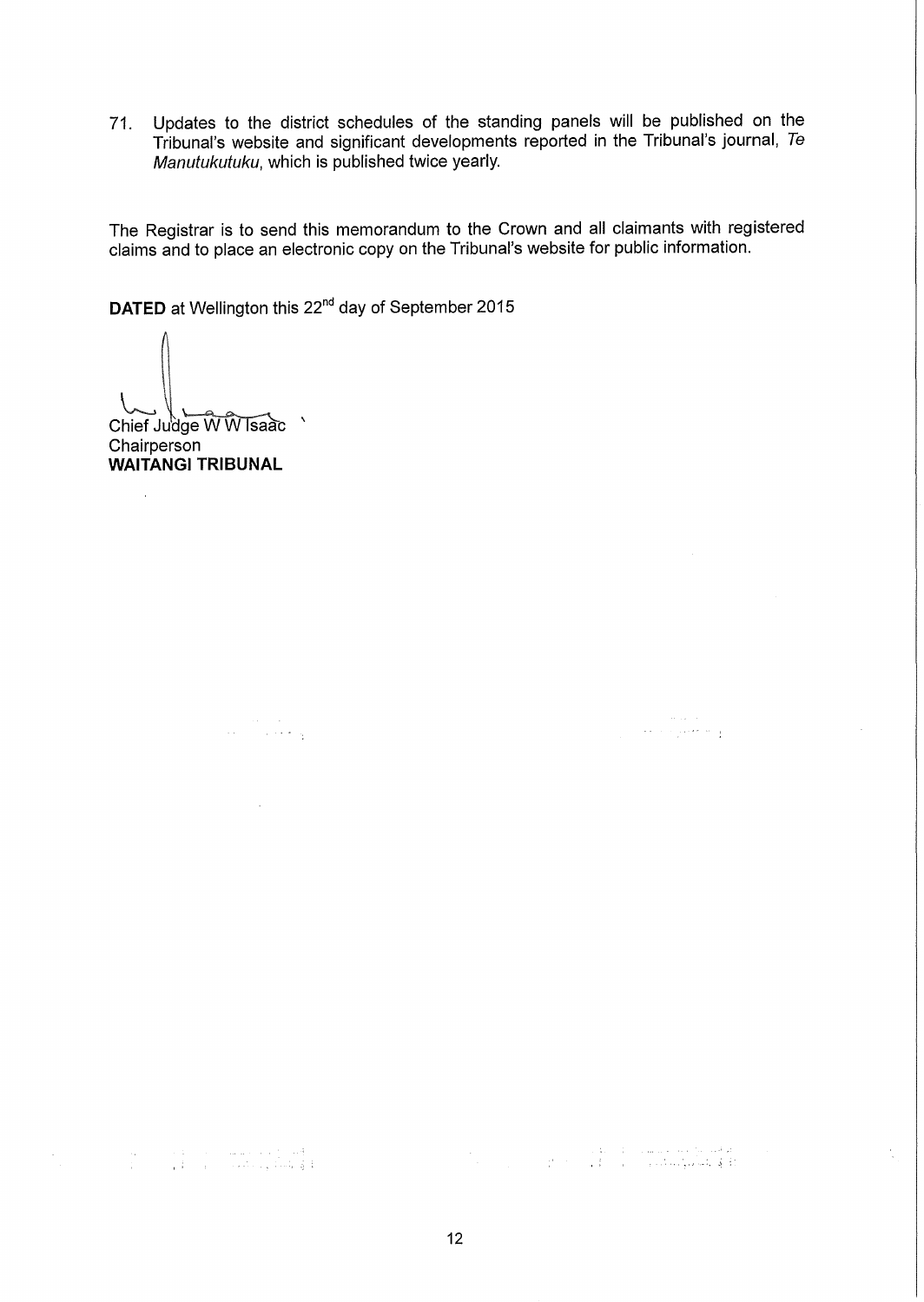71. Updates to the district schedules of the standing panels will be published on the Tribunal's website and significant developments reported in the Tribunal's journal, *Te Manutukutuku*, which is published twice yearly.

The Registrar is to send this memorandum to the Crown and all claimants with registered claims and to place an electronic copy on the Tribunal's website for public information.

**DATED** at Wellington this 22nd day of September 2015

Chief Judge W W Isaac
Chairperson
**WAITANGI TRIBUNAL**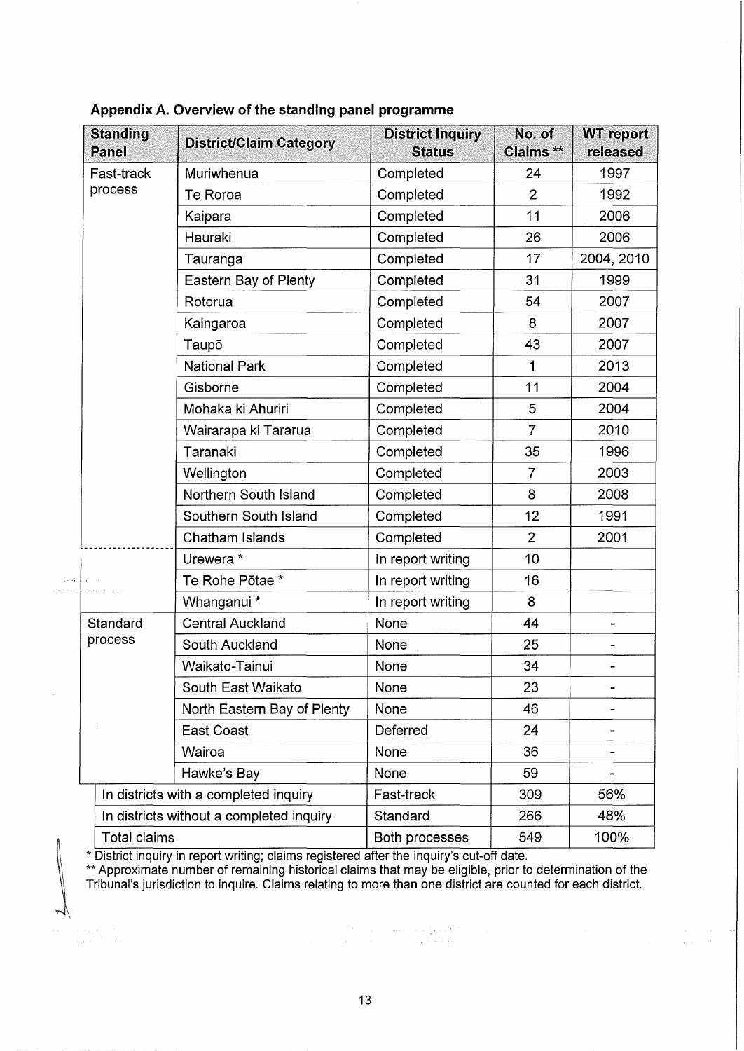## Appendix A. Overview of the standing panel programme

| Standing Panel | District/Claim Category | District Inquiry Status | No. of Claims ** | WT report released |
|---|---|---|---|---|
| Fast-track process | Muriwhenua | Completed | 24 | 1997 |
| | Te Roroa | Completed | 2 | 1992 |
| | Kaipara | Completed | 11 | 2006 |
| | Hauraki | Completed | 26 | 2006 |
| | Tauranga | Completed | 17 | 2004, 2010 |
| | Eastern Bay of Plenty | Completed | 31 | 1999 |
| | Rotorua | Completed | 54 | 2007 |
| | Kaingaroa | Completed | 8 | 2007 |
| | Taupō | Completed | 43 | 2007 |
| | National Park | Completed | 1 | 2013 |
| | Gisborne | Completed | 11 | 2004 |
| | Mohaka ki Ahuriri | Completed | 5 | 2004 |
| | Wairarapa ki Tararua | Completed | 7 | 2010 |
| | Taranaki | Completed | 35 | 1996 |
| | Wellington | Completed | 7 | 2003 |
| | Northern South Island | Completed | 8 | 2008 |
| | Southern South Island | Completed | 12 | 1991 |
| | Chatham Islands | Completed | 2 | 2001 |
| | Urewera * | In report writing | 10 | |
| | Te Rohe Pōtae * | In report writing | 16 | |
| | Whanganui * | In report writing | 8 | |
| Standard process | Central Auckland | None | 44 | - |
| | South Auckland | None | 25 | - |
| | Waikato-Tainui | None | 34 | - |
| | South East Waikato | None | 23 | - |
| | North Eastern Bay of Plenty | None | 46 | - |
| | East Coast | Deferred | 24 | - |
| | Wairoa | None | 36 | - |
| | Hawke's Bay | None | 59 | - |
| In districts with a completed inquiry | | Fast-track | 309 | 56% |
| In districts without a completed inquiry | | Standard | 266 | 48% |
| Total claims | | Both processes | 549 | 100% |

* District inquiry in report writing; claims registered after the inquiry's cut-off date.

** Approximate number of remaining historical claims that may be eligible, prior to determination of the Tribunal's jurisdiction to inquire. Claims relating to more than one district are counted for each district.